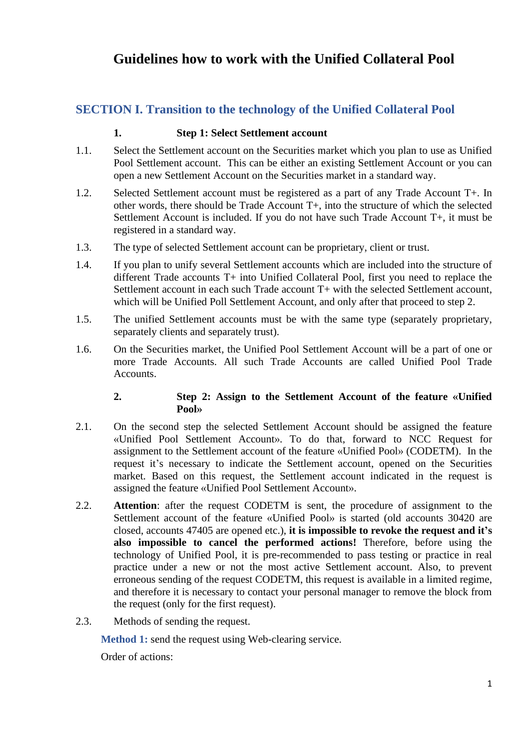# Guidelines how to work with the Unified Collateral Pool

## SECTION I. Transition to the technology of the Unified Collateral Pool

### 1. Step 1: Select Settlement account

1.1. Select the Settlement account on the Securities market which you plan to use as Unified Pool Settlement account. This can be either an existing Settlement Account or you can open a new Settlement Account on the Securities market in a standard way.

1.2. Selected Settlement account must be registered as a part of any Trade Account T+. In other words, there should be Trade Account T+, into the structure of which the selected Settlement Account is included. If you do not have such Trade Account T+, it must be registered in a standard way.

1.3. The type of selected Settlement account can be proprietary, client or trust.

1.4. If you plan to unify several Settlement accounts which are included into the structure of different Trade accounts T+ into Unified Collateral Pool, first you need to replace the Settlement account in each such Trade account T+ with the selected Settlement account, which will be Unified Poll Settlement Account, and only after that proceed to step 2.

1.5. The unified Settlement accounts must be with the same type (separately proprietary, separately clients and separately trust).

1.6. On the Securities market, the Unified Pool Settlement Account will be a part of one or more Trade Accounts. All such Trade Accounts are called Unified Pool Trade Accounts.

### 2. Step 2: Assign to the Settlement Account of the feature «Unified Pool»

2.1. On the second step the selected Settlement Account should be assigned the feature «Unified Pool Settlement Account». To do that, forward to NCC Request for assignment to the Settlement account of the feature «Unified Pool» (CODETM). In the request it's necessary to indicate the Settlement account, opened on the Securities market. Based on this request, the Settlement account indicated in the request is assigned the feature «Unified Pool Settlement Account».

2.2. **Attention**: after the request CODETM is sent, the procedure of assignment to the Settlement account of the feature «Unified Pool» is started (old accounts 30420 are closed, accounts 47405 are opened etc.), **it is impossible to revoke the request and it's also impossible to cancel the performed actions!** Therefore, before using the technology of Unified Pool, it is pre-recommended to pass testing or practice in real practice under a new or not the most active Settlement account. Also, to prevent erroneous sending of the request CODETM, this request is available in a limited regime, and therefore it is necessary to contact your personal manager to remove the block from the request (only for the first request).

2.3. Methods of sending the request.

**Method 1:** send the request using Web-clearing service.

Order of actions: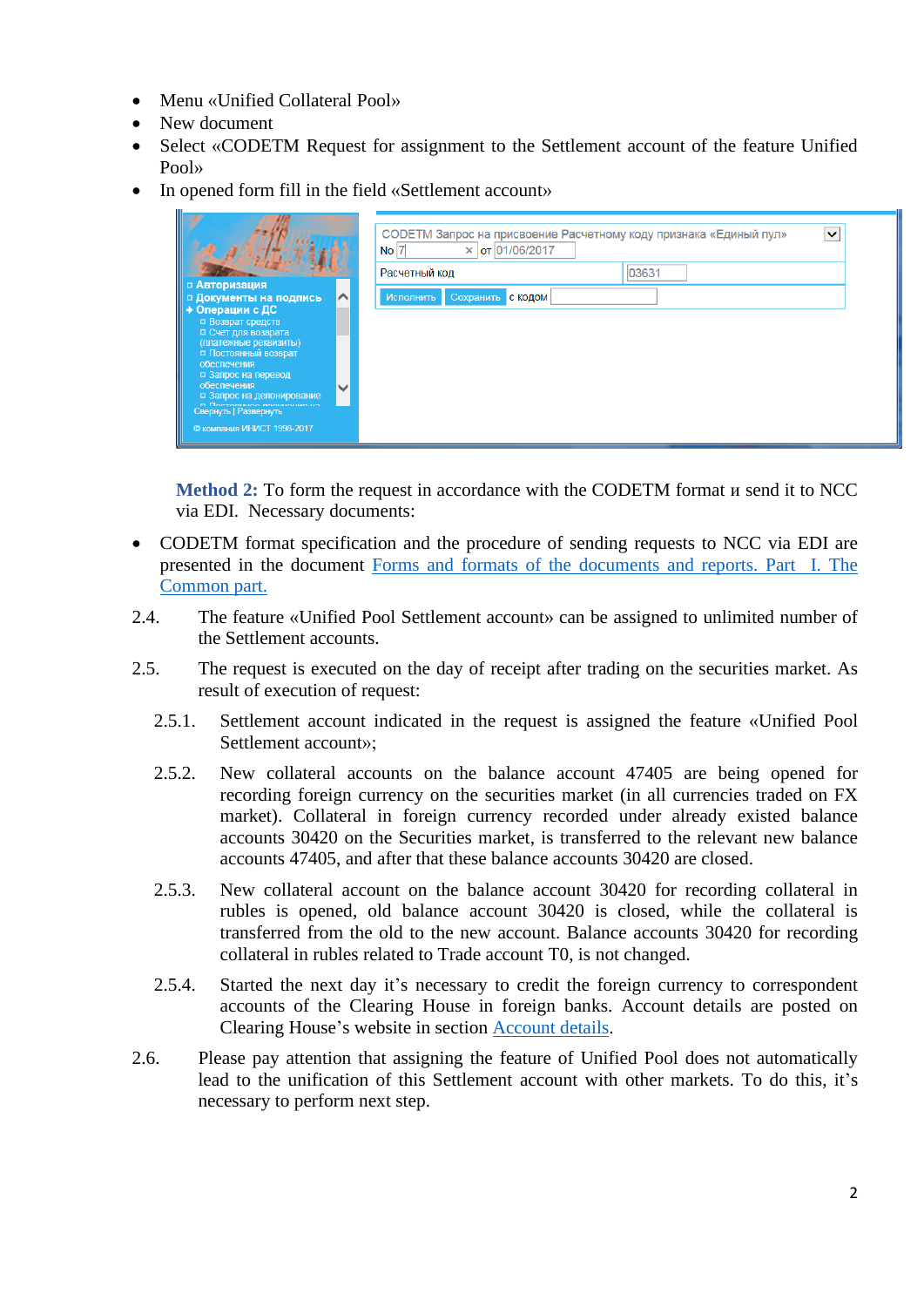- Menu «Unified Collateral Pool»
- New document
- Select «CODETM Request for assignment to the Settlement account of the feature Unified Pool»
- In opened form fill in the field «Settlement account»

**Method 2:** To form the request in accordance with the CODETM format и send it to NCC via EDI. Necessary documents:

- CODETM format specification and the procedure of sending requests to NCC via EDI are presented in the document [Forms and formats of the documents and reports. Part I. The Common part.]()

2.4. The feature «Unified Pool Settlement account» can be assigned to unlimited number of the Settlement accounts.

2.5. The request is executed on the day of receipt after trading on the securities market. As result of execution of request:

2.5.1. Settlement account indicated in the request is assigned the feature «Unified Pool Settlement account»;

2.5.2. New collateral accounts on the balance account 47405 are being opened for recording foreign currency on the securities market (in all currencies traded on FX market). Collateral in foreign currency recorded under already existed balance accounts 30420 on the Securities market, is transferred to the relevant new balance accounts 47405, and after that these balance accounts 30420 are closed.

2.5.3. New collateral account on the balance account 30420 for recording collateral in rubles is opened, old balance account 30420 is closed, while the collateral is transferred from the old to the new account. Balance accounts 30420 for recording collateral in rubles related to Trade account T0, is not changed.

2.5.4. Started the next day it's necessary to credit the foreign currency to correspondent accounts of the Clearing House in foreign banks. Account details are posted on Clearing House's website in section [Account details]().

2.6. Please pay attention that assigning the feature of Unified Pool does not automatically lead to the unification of this Settlement account with other markets. To do this, it's necessary to perform next step.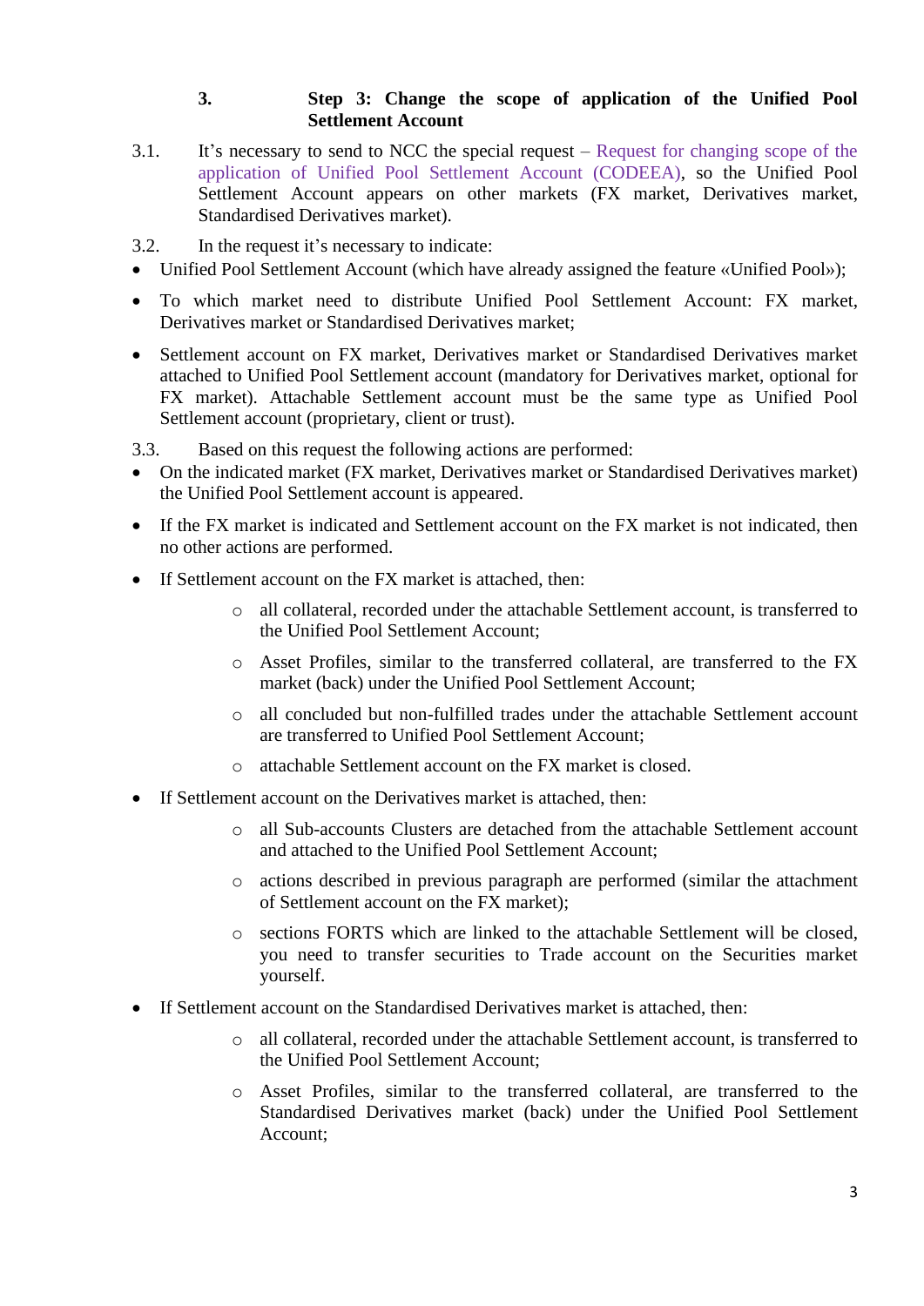## 3. Step 3: Change the scope of application of the Unified Pool Settlement Account

3.1. It's necessary to send to NCC the special request – Request for changing scope of the application of Unified Pool Settlement Account (CODEEA), so the Unified Pool Settlement Account appears on other markets (FX market, Derivatives market, Standardised Derivatives market).

3.2. In the request it's necessary to indicate:

- Unified Pool Settlement Account (which have already assigned the feature «Unified Pool»);
- To which market need to distribute Unified Pool Settlement Account: FX market, Derivatives market or Standardised Derivatives market;
- Settlement account on FX market, Derivatives market or Standardised Derivatives market attached to Unified Pool Settlement account (mandatory for Derivatives market, optional for FX market). Attachable Settlement account must be the same type as Unified Pool Settlement account (proprietary, client or trust).

3.3. Based on this request the following actions are performed:

- On the indicated market (FX market, Derivatives market or Standardised Derivatives market) the Unified Pool Settlement account is appeared.
- If the FX market is indicated and Settlement account on the FX market is not indicated, then no other actions are performed.
- If Settlement account on the FX market is attached, then:
    - all collateral, recorded under the attachable Settlement account, is transferred to the Unified Pool Settlement Account;
    - Asset Profiles, similar to the transferred collateral, are transferred to the FX market (back) under the Unified Pool Settlement Account;
    - all concluded but non-fulfilled trades under the attachable Settlement account are transferred to Unified Pool Settlement Account;
    - attachable Settlement account on the FX market is closed.
- If Settlement account on the Derivatives market is attached, then:
    - all Sub-accounts Clusters are detached from the attachable Settlement account and attached to the Unified Pool Settlement Account;
    - actions described in previous paragraph are performed (similar the attachment of Settlement account on the FX market);
    - sections FORTS which are linked to the attachable Settlement will be closed, you need to transfer securities to Trade account on the Securities market yourself.
- If Settlement account on the Standardised Derivatives market is attached, then:
    - all collateral, recorded under the attachable Settlement account, is transferred to the Unified Pool Settlement Account;
    - Asset Profiles, similar to the transferred collateral, are transferred to the Standardised Derivatives market (back) under the Unified Pool Settlement Account;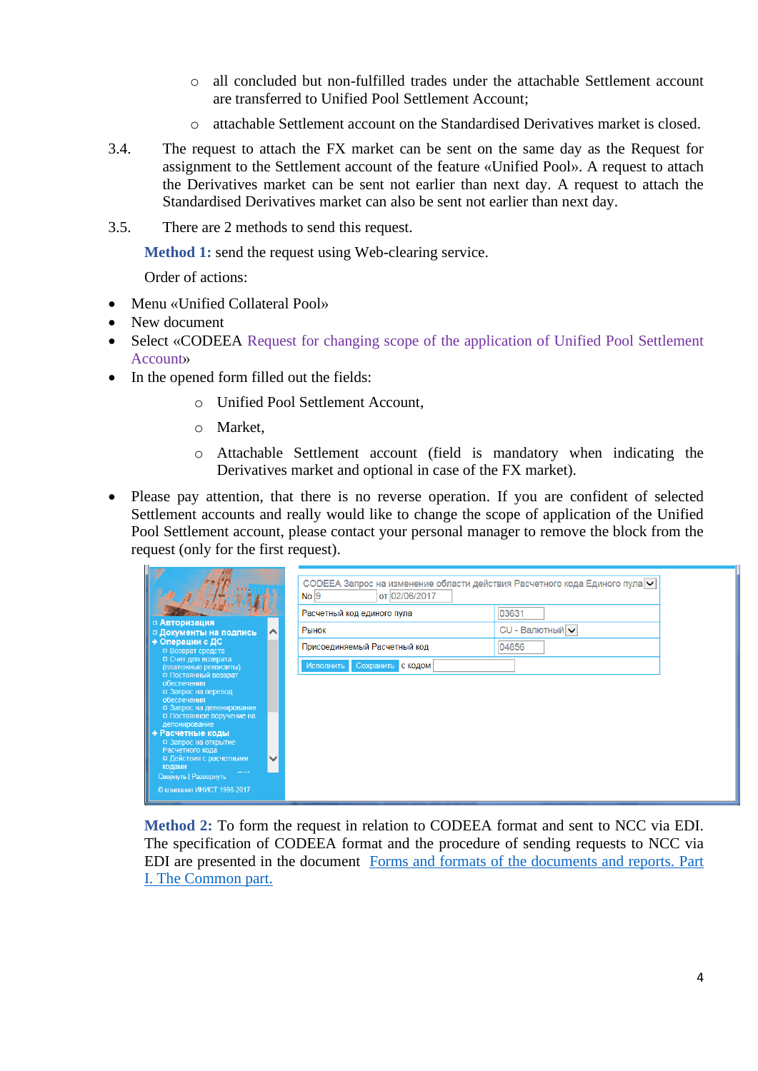- all concluded but non-fulfilled trades under the attachable Settlement account are transferred to Unified Pool Settlement Account;
- attachable Settlement account on the Standardised Derivatives market is closed.

3.4. The request to attach the FX market can be sent on the same day as the Request for assignment to the Settlement account of the feature «Unified Pool». A request to attach the Derivatives market can be sent not earlier than next day. A request to attach the Standardised Derivatives market can also be sent not earlier than next day.

3.5. There are 2 methods to send this request.

**Method 1:** send the request using Web-clearing service.

Order of actions:

- Menu «Unified Collateral Pool»
- New document
- Select «CODEEA Request for changing scope of the application of Unified Pool Settlement Account»
- In the opened form filled out the fields:
  - Unified Pool Settlement Account,
  - Market,
  - Attachable Settlement account (field is mandatory when indicating the Derivatives market and optional in case of the FX market).
- Please pay attention, that there is no reverse operation. If you are confident of selected Settlement accounts and really would like to change the scope of application of the Unified Pool Settlement account, please contact your personal manager to remove the block from the request (only for the first request).

**Method 2:** To form the request in relation to CODEEA format and sent to NCC via EDI. The specification of CODEEA format and the procedure of sending requests to NCC via EDI are presented in the document Forms and formats of the documents and reports. Part I. The Common part.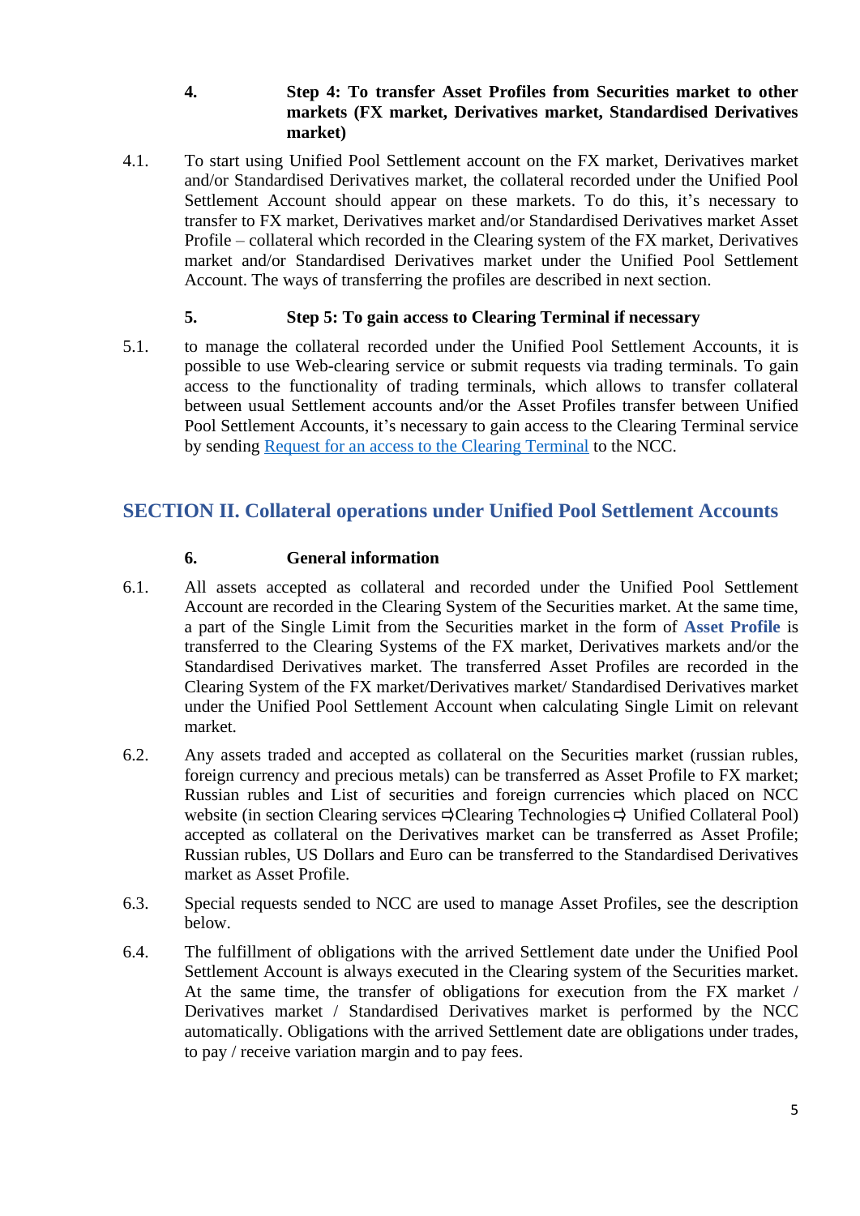**4. Step 4: To transfer Asset Profiles from Securities market to other markets (FX market, Derivatives market, Standardised Derivatives market)**

4.1. To start using Unified Pool Settlement account on the FX market, Derivatives market and/or Standardised Derivatives market, the collateral recorded under the Unified Pool Settlement Account should appear on these markets. To do this, it's necessary to transfer to FX market, Derivatives market and/or Standardised Derivatives market Asset Profile – collateral which recorded in the Clearing system of the FX market, Derivatives market and/or Standardised Derivatives market under the Unified Pool Settlement Account. The ways of transferring the profiles are described in next section.

**5. Step 5: To gain access to Clearing Terminal if necessary**

5.1. to manage the collateral recorded under the Unified Pool Settlement Accounts, it is possible to use Web-clearing service or submit requests via trading terminals. To gain access to the functionality of trading terminals, which allows to transfer collateral between usual Settlement accounts and/or the Asset Profiles transfer between Unified Pool Settlement Accounts, it's necessary to gain access to the Clearing Terminal service by sending [Request for an access to the Clearing Terminal] to the NCC.

## SECTION II. Collateral operations under Unified Pool Settlement Accounts

**6. General information**

6.1. All assets accepted as collateral and recorded under the Unified Pool Settlement Account are recorded in the Clearing System of the Securities market. At the same time, a part of the Single Limit from the Securities market in the form of **Asset Profile** is transferred to the Clearing Systems of the FX market, Derivatives markets and/or the Standardised Derivatives market. The transferred Asset Profiles are recorded in the Clearing System of the FX market/Derivatives market/ Standardised Derivatives market under the Unified Pool Settlement Account when calculating Single Limit on relevant market.

6.2. Any assets traded and accepted as collateral on the Securities market (russian rubles, foreign currency and precious metals) can be transferred as Asset Profile to FX market; Russian rubles and List of securities and foreign currencies which placed on NCC website (in section Clearing services ⇨Clearing Technologies ⇨ Unified Collateral Pool) accepted as collateral on the Derivatives market can be transferred as Asset Profile; Russian rubles, US Dollars and Euro can be transferred to the Standardised Derivatives market as Asset Profile.

6.3. Special requests sended to NCC are used to manage Asset Profiles, see the description below.

6.4. The fulfillment of obligations with the arrived Settlement date under the Unified Pool Settlement Account is always executed in the Clearing system of the Securities market. At the same time, the transfer of obligations for execution from the FX market / Derivatives market / Standardised Derivatives market is performed by the NCC automatically. Obligations with the arrived Settlement date are obligations under trades, to pay / receive variation margin and to pay fees.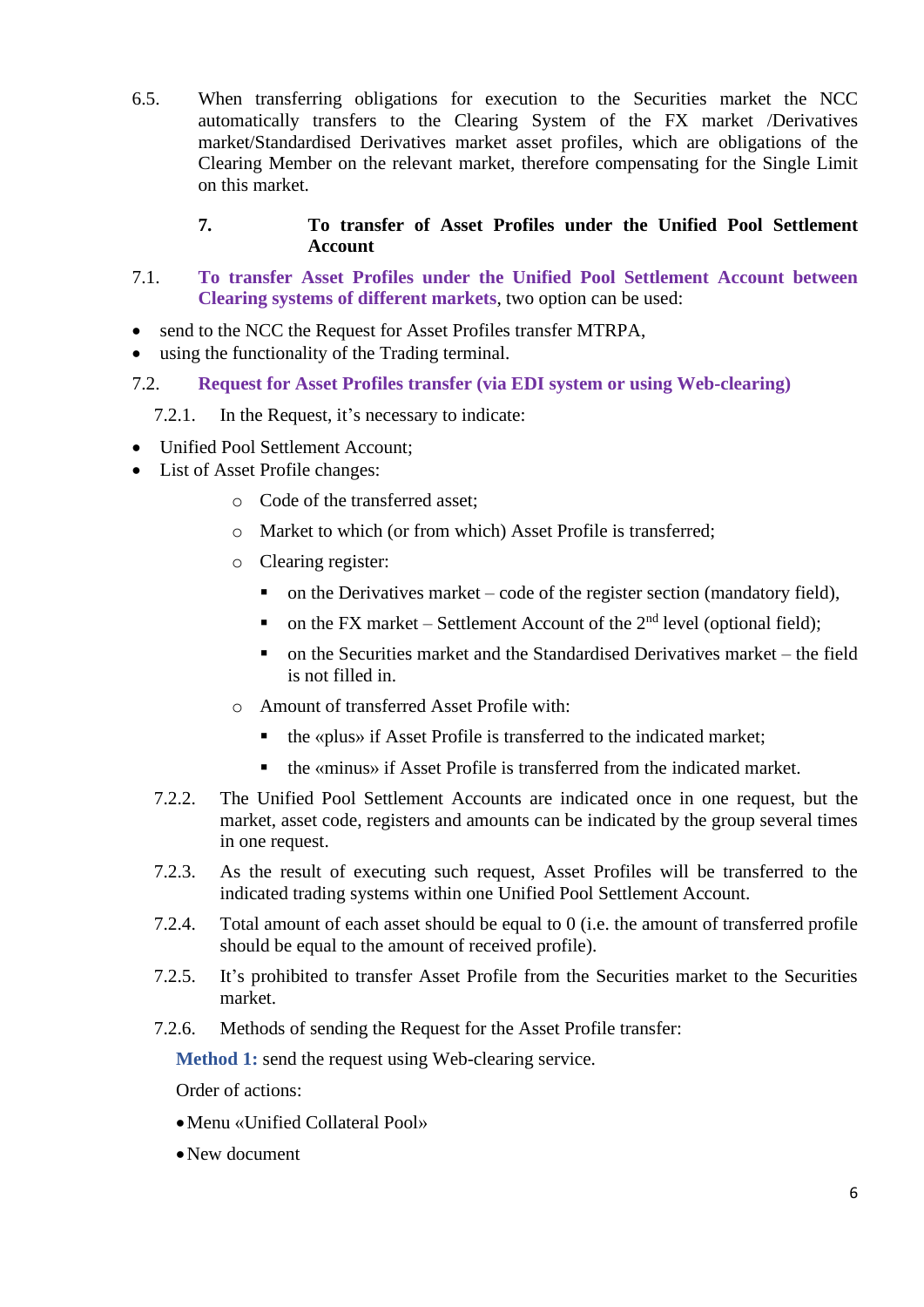6.5. When transferring obligations for execution to the Securities market the NCC automatically transfers to the Clearing System of the FX market /Derivatives market/Standardised Derivatives market asset profiles, which are obligations of the Clearing Member on the relevant market, therefore compensating for the Single Limit on this market.

## 7. To transfer of Asset Profiles under the Unified Pool Settlement Account

7.1. **To transfer Asset Profiles under the Unified Pool Settlement Account between Clearing systems of different markets**, two option can be used:

- send to the NCC the Request for Asset Profiles transfer MTRPA,
- using the functionality of the Trading terminal.

### 7.2. Request for Asset Profiles transfer (via EDI system or using Web-clearing)

7.2.1. In the Request, it's necessary to indicate:

- Unified Pool Settlement Account;
- List of Asset Profile changes:
  - Code of the transferred asset;
  - Market to which (or from which) Asset Profile is transferred;
  - Clearing register:
    - on the Derivatives market – code of the register section (mandatory field),
    - on the FX market – Settlement Account of the 2nd level (optional field);
    - on the Securities market and the Standardised Derivatives market – the field is not filled in.
  - Amount of transferred Asset Profile with:
    - the «plus» if Asset Profile is transferred to the indicated market;
    - the «minus» if Asset Profile is transferred from the indicated market.

7.2.2. The Unified Pool Settlement Accounts are indicated once in one request, but the market, asset code, registers and amounts can be indicated by the group several times in one request.

7.2.3. As the result of executing such request, Asset Profiles will be transferred to the indicated trading systems within one Unified Pool Settlement Account.

7.2.4. Total amount of each asset should be equal to 0 (i.e. the amount of transferred profile should be equal to the amount of received profile).

7.2.5. It's prohibited to transfer Asset Profile from the Securities market to the Securities market.

7.2.6. Methods of sending the Request for the Asset Profile transfer:

**Method 1:** send the request using Web-clearing service.

Order of actions:

- Menu «Unified Collateral Pool»
- New document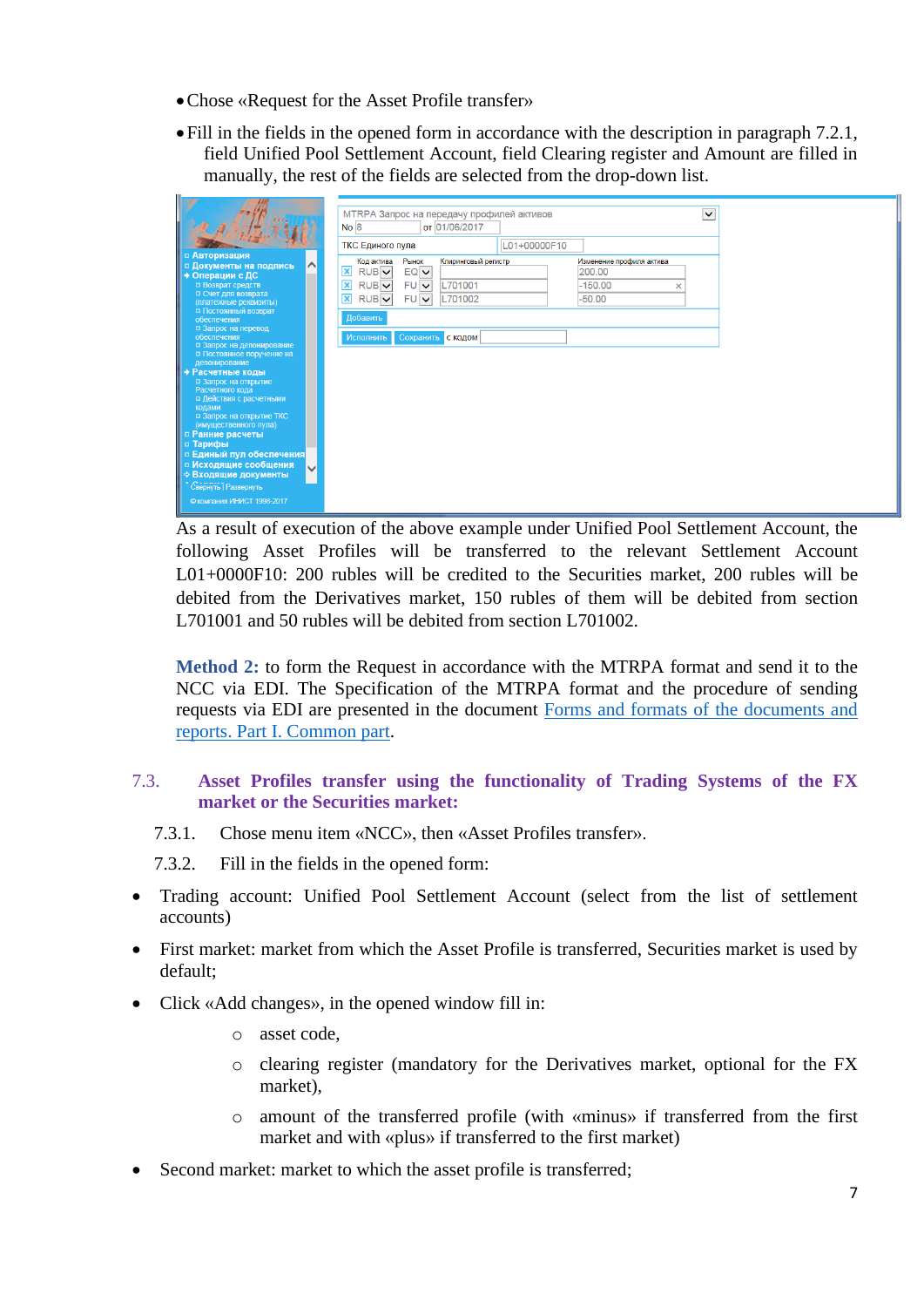- Chose «Request for the Asset Profile transfer»
- Fill in the fields in the opened form in accordance with the description in paragraph 7.2.1, field Unified Pool Settlement Account, field Clearing register and Amount are filled in manually, the rest of the fields are selected from the drop-down list.

As a result of execution of the above example under Unified Pool Settlement Account, the following Asset Profiles will be transferred to the relevant Settlement Account L01+0000F10: 200 rubles will be credited to the Securities market, 200 rubles will be debited from the Derivatives market, 150 rubles of them will be debited from section L701001 and 50 rubles will be debited from section L701002.

**Method 2:** to form the Request in accordance with the MTRPA format and send it to the NCC via EDI. The Specification of the MTRPA format and the procedure of sending requests via EDI are presented in the document Forms and formats of the documents and reports. Part I. Common part.

## 7.3. Asset Profiles transfer using the functionality of Trading Systems of the FX market or the Securities market:

7.3.1. Chose menu item «NCC», then «Asset Profiles transfer».

7.3.2. Fill in the fields in the opened form:

- Trading account: Unified Pool Settlement Account (select from the list of settlement accounts)
- First market: market from which the Asset Profile is transferred, Securities market is used by default;
- Click «Add changes», in the opened window fill in:
  - asset code,
  - clearing register (mandatory for the Derivatives market, optional for the FX market),
  - amount of the transferred profile (with «minus» if transferred from the first market and with «plus» if transferred to the first market)
- Second market: market to which the asset profile is transferred;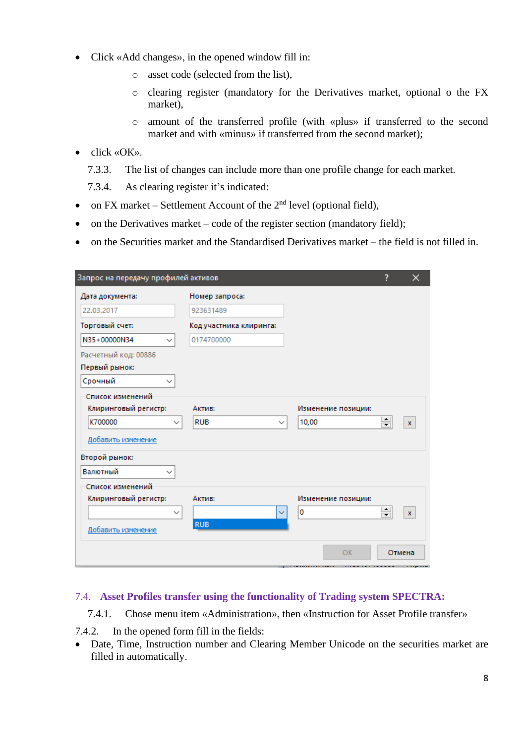- Click «Add changes», in the opened window fill in:
  - asset code (selected from the list),
  - clearing register (mandatory for the Derivatives market, optional o the FX market),
  - amount of the transferred profile (with «plus» if transferred to the second market and with «minus» if transferred from the second market);
- click «OK».

7.3.3. The list of changes can include more than one profile change for each market.

7.3.4. As clearing register it's indicated:

- on FX market – Settlement Account of the 2nd level (optional field),
- on the Derivatives market – code of the register section (mandatory field);
- on the Securities market and the Standardised Derivatives market – the field is not filled in.

## 7.4. Asset Profiles transfer using the functionality of Trading system SPECTRA:

7.4.1. Chose menu item «Administration», then «Instruction for Asset Profile transfer»

7.4.2. In the opened form fill in the fields:

- Date, Time, Instruction number and Clearing Member Unicode on the securities market are filled in automatically.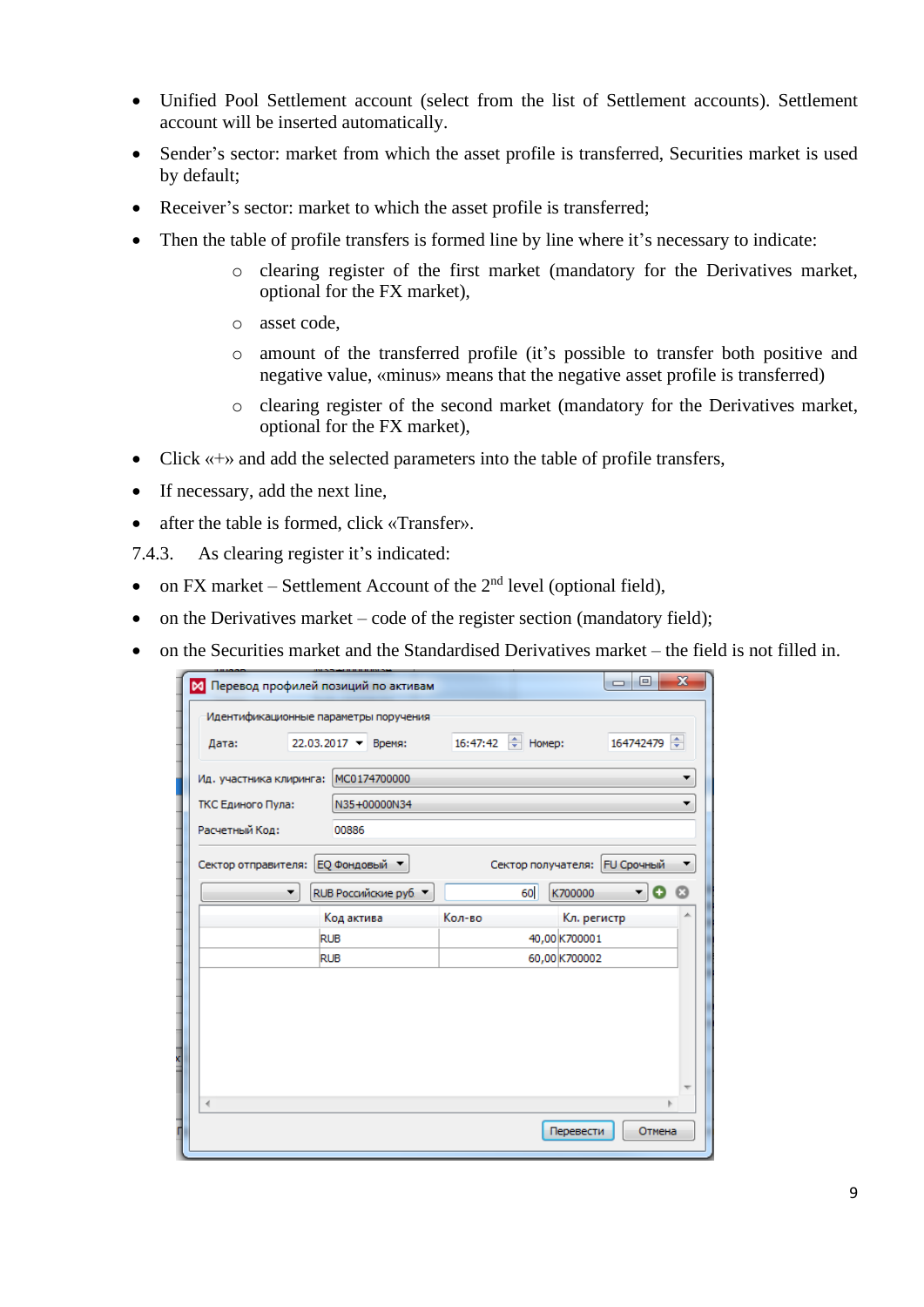- Unified Pool Settlement account (select from the list of Settlement accounts). Settlement account will be inserted automatically.
- Sender's sector: market from which the asset profile is transferred, Securities market is used by default;
- Receiver's sector: market to which the asset profile is transferred;
- Then the table of profile transfers is formed line by line where it's necessary to indicate:
  - clearing register of the first market (mandatory for the Derivatives market, optional for the FX market),
  - asset code,
  - amount of the transferred profile (it's possible to transfer both positive and negative value, «minus» means that the negative asset profile is transferred)
  - clearing register of the second market (mandatory for the Derivatives market, optional for the FX market),
- Click «+» and add the selected parameters into the table of profile transfers,
- If necessary, add the next line,
- after the table is formed, click «Transfer».

7.4.3. As clearing register it's indicated:

- on FX market – Settlement Account of the 2[nd] level (optional field),
- on the Derivatives market – code of the register section (mandatory field);
- on the Securities market and the Standardised Derivatives market – the field is not filled in.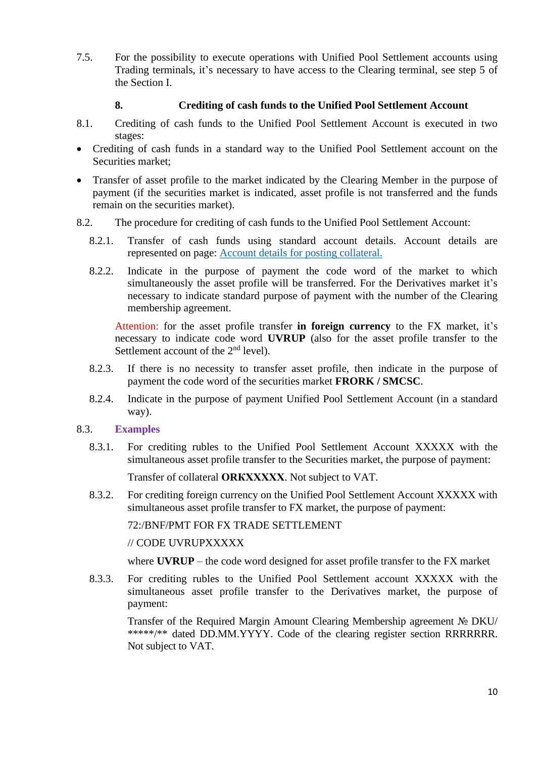7.5. For the possibility to execute operations with Unified Pool Settlement accounts using Trading terminals, it's necessary to have access to the Clearing terminal, see step 5 of the Section I.

## 8. Crediting of cash funds to the Unified Pool Settlement Account

8.1. Crediting of cash funds to the Unified Pool Settlement Account is executed in two stages:

- Crediting of cash funds in a standard way to the Unified Pool Settlement account on the Securities market;
- Transfer of asset profile to the market indicated by the Clearing Member in the purpose of payment (if the securities market is indicated, asset profile is not transferred and the funds remain on the securities market).

8.2. The procedure for crediting of cash funds to the Unified Pool Settlement Account:

8.2.1. Transfer of cash funds using standard account details. Account details are represented on page: [Account details for posting collateral.](#)

8.2.2. Indicate in the purpose of payment the code word of the market to which simultaneously the asset profile will be transferred. For the Derivatives market it's necessary to indicate standard purpose of payment with the number of the Clearing membership agreement.

Attention: for the asset profile transfer **in foreign currency** to the FX market, it's necessary to indicate code word **UVRUP** (also for the asset profile transfer to the Settlement account of the 2nd level).

8.2.3. If there is no necessity to transfer asset profile, then indicate in the purpose of payment the code word of the securities market **FRORK / SMCSC**.

8.2.4. Indicate in the purpose of payment Unified Pool Settlement Account (in a standard way).

8.3. **Examples**

8.3.1. For crediting rubles to the Unified Pool Settlement Account XXXXX with the simultaneous asset profile transfer to the Securities market, the purpose of payment:

Transfer of collateral **ORKXXXXX**. Not subject to VAT.

8.3.2. For crediting foreign currency on the Unified Pool Settlement Account XXXXX with simultaneous asset profile transfer to FX market, the purpose of payment:

72:/BNF/PMT FOR FX TRADE SETTLEMENT

// CODE UVRUPXXXXX

where **UVRUP** – the code word designed for asset profile transfer to the FX market

8.3.3. For crediting rubles to the Unified Pool Settlement account XXXXX with the simultaneous asset profile transfer to the Derivatives market, the purpose of payment:

Transfer of the Required Margin Amount Clearing Membership agreement № DKU/ *****/** dated DD.MM.YYYY. Code of the clearing register section RRRRRRR. Not subject to VAT.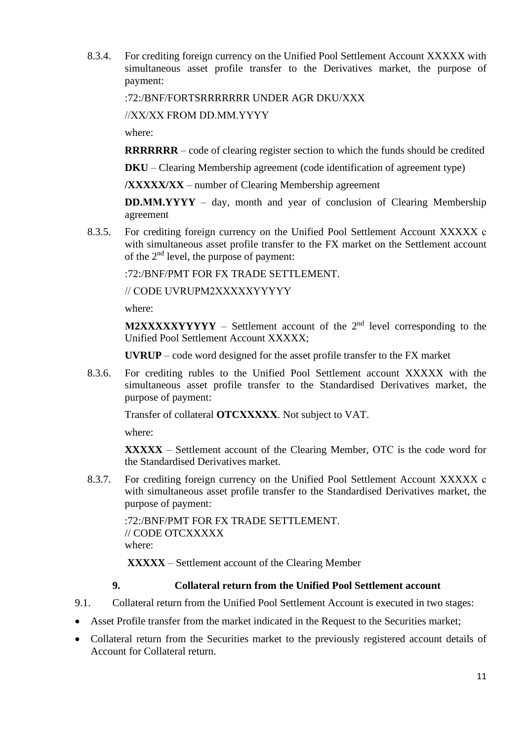8.3.4. For crediting foreign currency on the Unified Pool Settlement Account XXXXX with simultaneous asset profile transfer to the Derivatives market, the purpose of payment:

:72:/BNF/FORTSRRRRRRR UNDER AGR DKU/XXX

//XX/XX FROM DD.MM.YYYY

where:

**RRRRRRR** – code of clearing register section to which the funds should be credited

**DKU** – Clearing Membership agreement (code identification of agreement type)

**/XXXXX/XX** – number of Clearing Membership agreement

**DD.MM.YYYY** – day, month and year of conclusion of Clearing Membership agreement

8.3.5. For crediting foreign currency on the Unified Pool Settlement Account XXXXX с with simultaneous asset profile transfer to the FX market on the Settlement account of the 2nd level, the purpose of payment:

:72:/BNF/PMT FOR FX TRADE SETTLEMENT.

// CODE UVRUPM2XXXXXYYYYY

where:

**M2XXXXXYYYYY** – Settlement account of the 2nd level corresponding to the Unified Pool Settlement Account XXXXX;

**UVRUP** – code word designed for the asset profile transfer to the FX market

8.3.6. For crediting rubles to the Unified Pool Settlement account XXXXX with the simultaneous asset profile transfer to the Standardised Derivatives market, the purpose of payment:

Transfer of collateral **OTCXXXXX**. Not subject to VAT.

where:

**XXXXX** – Settlement account of the Clearing Member, OTC is the code word for the Standardised Derivatives market.

8.3.7. For crediting foreign currency on the Unified Pool Settlement Account XXXXX с with simultaneous asset profile transfer to the Standardised Derivatives market, the purpose of payment:

:72:/BNF/PMT FOR FX TRADE SETTLEMENT.
// CODE OTCXXXXX
where:

**XXXXX** – Settlement account of the Clearing Member

## 9. Collateral return from the Unified Pool Settlement account

9.1. Collateral return from the Unified Pool Settlement Account is executed in two stages:

- Asset Profile transfer from the market indicated in the Request to the Securities market;
- Collateral return from the Securities market to the previously registered account details of Account for Collateral return.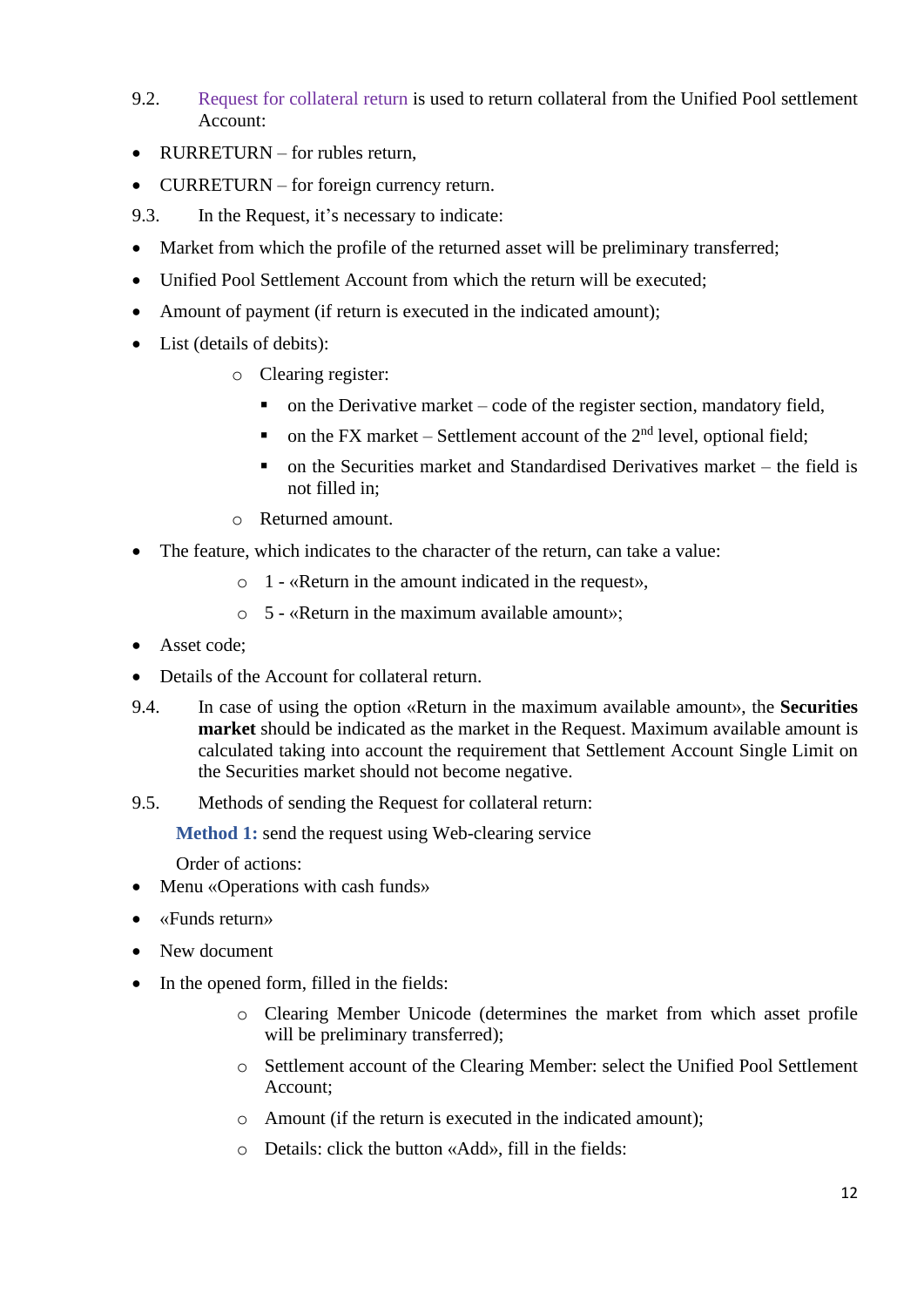9.2. Request for collateral return is used to return collateral from the Unified Pool settlement Account:

- RURRETURN – for rubles return,
- CURRETURN – for foreign currency return.

9.3. In the Request, it's necessary to indicate:

- Market from which the profile of the returned asset will be preliminary transferred;
- Unified Pool Settlement Account from which the return will be executed;
- Amount of payment (if return is executed in the indicated amount);
- List (details of debits):
  - Clearing register:
    - on the Derivative market – code of the register section, mandatory field,
    - on the FX market – Settlement account of the 2nd level, optional field;
    - on the Securities market and Standardised Derivatives market – the field is not filled in;
  - Returned amount.
- The feature, which indicates to the character of the return, can take a value:
  - 1 - «Return in the amount indicated in the request»,
  - 5 - «Return in the maximum available amount»;
- Asset code;
- Details of the Account for collateral return.

9.4. In case of using the option «Return in the maximum available amount», the **Securities market** should be indicated as the market in the Request. Maximum available amount is calculated taking into account the requirement that Settlement Account Single Limit on the Securities market should not become negative.

9.5. Methods of sending the Request for collateral return:

**Method 1:** send the request using Web-clearing service

Order of actions:

- Menu «Operations with cash funds»
- «Funds return»
- New document
- In the opened form, filled in the fields:
  - Clearing Member Unicode (determines the market from which asset profile will be preliminary transferred);
  - Settlement account of the Clearing Member: select the Unified Pool Settlement Account;
  - Amount (if the return is executed in the indicated amount);
  - Details: click the button «Add», fill in the fields: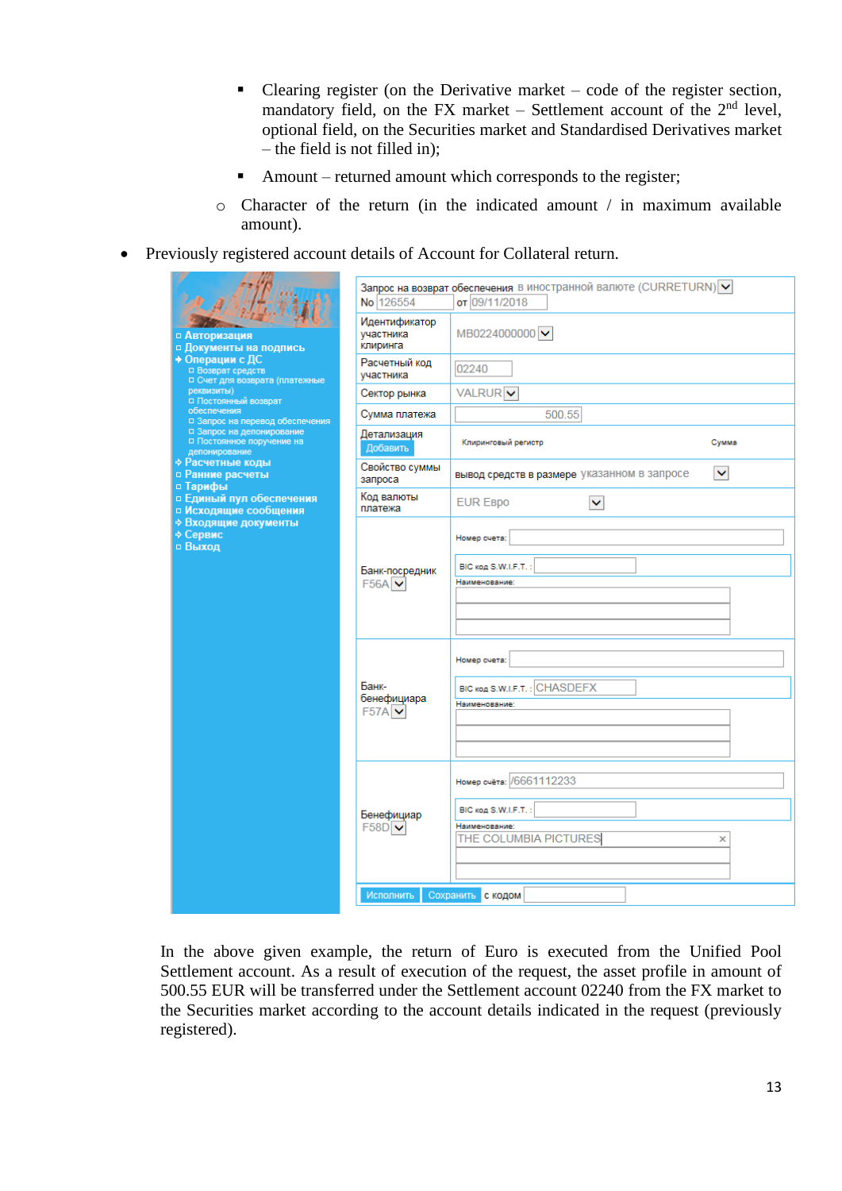- Clearing register (on the Derivative market – code of the register section, mandatory field, on the FX market – Settlement account of the 2nd level, optional field, on the Securities market and Standardised Derivatives market – the field is not filled in);
- Amount – returned amount which corresponds to the register;
  - Character of the return (in the indicated amount / in maximum available amount).

- Previously registered account details of Account for Collateral return.

Меню:
- Авторизация
- Документы на подпись
- Операции с ДС
  - Возврат средств
  - Счет для возврата (платежные реквизиты)
  - Постоянный возврат обеспечения
  - Запрос на перевод обеспечения
  - Запрос на депонирование
  - Постоянное поручение на депонирование
- Расчетные коды
- Ранние расчеты
- Тарифы
- Единый пул обеспечения
- Исходящие сообщения
- Входящие документы
- Сервис
- Выход

Запрос на возврат обеспечения в иностранной валюте (CURRETURN)
No 126554 от 09/11/2018

| Поле | Значение |
| --- | --- |
| Идентификатор участника клиринга | MB0224000000 |
| Расчетный код участника | 02240 |
| Сектор рынка | VALRUR |
| Сумма платежа | 500.55 |
| Детализация (Добавить) | Клиринговый регистр / Сумма |
| Свойство суммы запроса | вывод средств в размере указанном в запросе |
| Код валюты платежа | EUR Евро |
| Банк-посредник F56A | Номер счета: ; BIC код S.W.I.F.T.: ; Наименование: |
| Банк-бенефициара F57A | Номер счета: ; BIC код S.W.I.F.T.: CHASDEFX; Наименование: |
| Бенефициар F58D | Номер счёта: /6661112233; BIC код S.W.I.F.T.: ; Наименование: THE COLUMBIA PICTURES |

Исполнить | Сохранить | с кодом

In the above given example, the return of Euro is executed from the Unified Pool Settlement account. As a result of execution of the request, the asset profile in amount of 500.55 EUR will be transferred under the Settlement account 02240 from the FX market to the Securities market according to the account details indicated in the request (previously registered).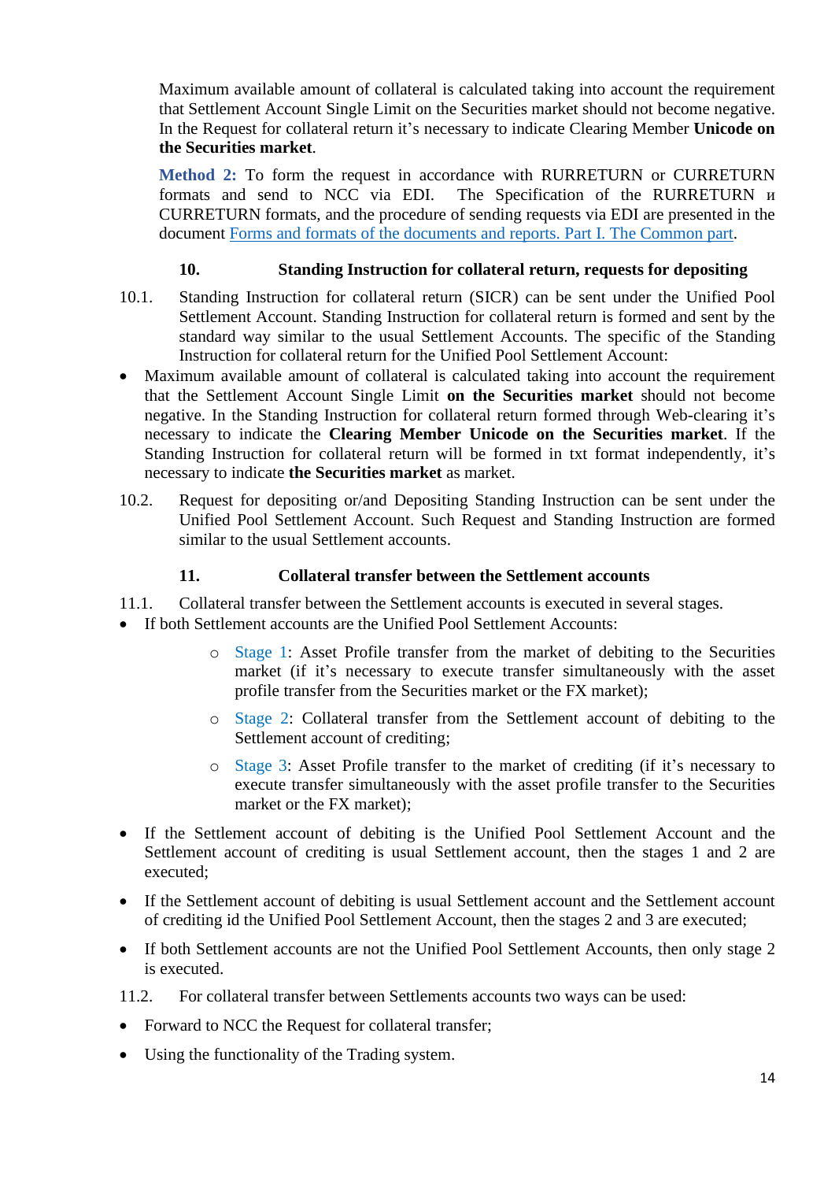Maximum available amount of collateral is calculated taking into account the requirement that Settlement Account Single Limit on the Securities market should not become negative. In the Request for collateral return it's necessary to indicate Clearing Member **Unicode on the Securities market**.

**Method 2:** To form the request in accordance with RURRETURN or CURRETURN formats and send to NCC via EDI. The Specification of the RURRETURN и CURRETURN formats, and the procedure of sending requests via EDI are presented in the document [Forms and formats of the documents and reports. Part I. The Common part](#).

## 10. Standing Instruction for collateral return, requests for depositing

10.1. Standing Instruction for collateral return (SICR) can be sent under the Unified Pool Settlement Account. Standing Instruction for collateral return is formed and sent by the standard way similar to the usual Settlement Accounts. The specific of the Standing Instruction for collateral return for the Unified Pool Settlement Account:

- Maximum available amount of collateral is calculated taking into account the requirement that the Settlement Account Single Limit **on the Securities market** should not become negative. In the Standing Instruction for collateral return formed through Web-clearing it's necessary to indicate the **Clearing Member Unicode on the Securities market**. If the Standing Instruction for collateral return will be formed in txt format independently, it's necessary to indicate **the Securities market** as market.

10.2. Request for depositing or/and Depositing Standing Instruction can be sent under the Unified Pool Settlement Account. Such Request and Standing Instruction are formed similar to the usual Settlement accounts.

## 11. Collateral transfer between the Settlement accounts

11.1. Collateral transfer between the Settlement accounts is executed in several stages.

- If both Settlement accounts are the Unified Pool Settlement Accounts:
  - Stage 1: Asset Profile transfer from the market of debiting to the Securities market (if it's necessary to execute transfer simultaneously with the asset profile transfer from the Securities market or the FX market);
  - Stage 2: Collateral transfer from the Settlement account of debiting to the Settlement account of crediting;
  - Stage 3: Asset Profile transfer to the market of crediting (if it's necessary to execute transfer simultaneously with the asset profile transfer to the Securities market or the FX market);
- If the Settlement account of debiting is the Unified Pool Settlement Account and the Settlement account of crediting is usual Settlement account, then the stages 1 and 2 are executed;
- If the Settlement account of debiting is usual Settlement account and the Settlement account of crediting id the Unified Pool Settlement Account, then the stages 2 and 3 are executed;
- If both Settlement accounts are not the Unified Pool Settlement Accounts, then only stage 2 is executed.

11.2. For collateral transfer between Settlements accounts two ways can be used:

- Forward to NCC the Request for collateral transfer;
- Using the functionality of the Trading system.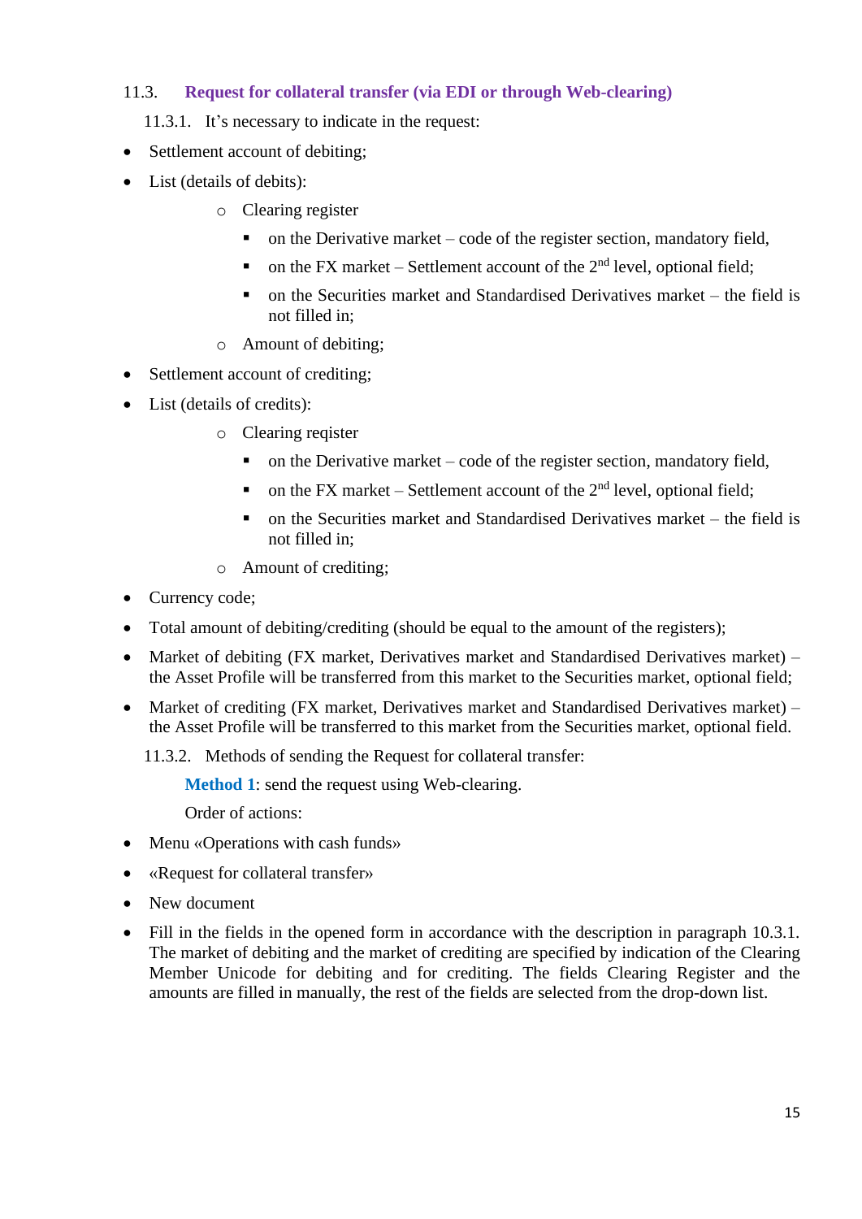### 11.3. Request for collateral transfer (via EDI or through Web-clearing)

11.3.1. It's necessary to indicate in the request:

- Settlement account of debiting;
- List (details of debits):
  - Clearing register
    - on the Derivative market – code of the register section, mandatory field,
    - on the FX market – Settlement account of the 2nd level, optional field;
    - on the Securities market and Standardised Derivatives market – the field is not filled in;
  - Amount of debiting;
- Settlement account of crediting;
- List (details of credits):
  - Clearing reqister
    - on the Derivative market – code of the register section, mandatory field,
    - on the FX market – Settlement account of the 2nd level, optional field;
    - on the Securities market and Standardised Derivatives market – the field is not filled in;
  - Amount of crediting;
- Currency code;
- Total amount of debiting/crediting (should be equal to the amount of the registers);
- Market of debiting (FX market, Derivatives market and Standardised Derivatives market) – the Asset Profile will be transferred from this market to the Securities market, optional field;
- Market of crediting (FX market, Derivatives market and Standardised Derivatives market) – the Asset Profile will be transferred to this market from the Securities market, optional field.

11.3.2. Methods of sending the Request for collateral transfer:

**Method 1**: send the request using Web-clearing.

Order of actions:

- Menu «Operations with cash funds»
- «Request for collateral transfer»
- New document
- Fill in the fields in the opened form in accordance with the description in paragraph 10.3.1. The market of debiting and the market of crediting are specified by indication of the Clearing Member Unicode for debiting and for crediting. The fields Clearing Register and the amounts are filled in manually, the rest of the fields are selected from the drop-down list.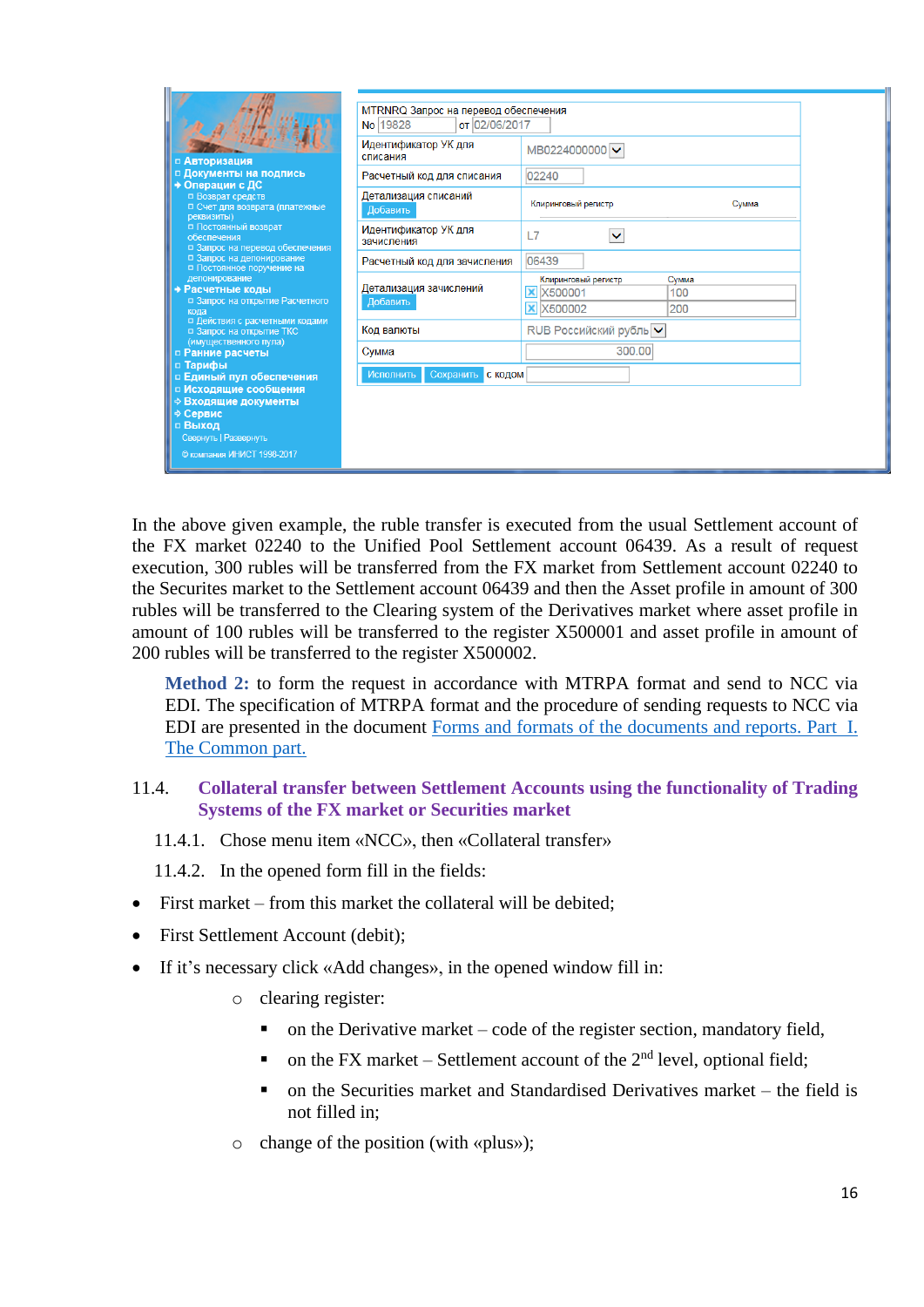In the above given example, the ruble transfer is executed from the usual Settlement account of the FX market 02240 to the Unified Pool Settlement account 06439. As a result of request execution, 300 rubles will be transferred from the FX market from Settlement account 02240 to the Securites market to the Settlement account 06439 and then the Asset profile in amount of 300 rubles will be transferred to the Clearing system of the Derivatives market where asset profile in amount of 100 rubles will be transferred to the register X500001 and asset profile in amount of 200 rubles will be transferred to the register X500002.

**Method 2:** to form the request in accordance with MTRPA format and send to NCC via EDI. The specification of MTRPA format and the procedure of sending requests to NCC via EDI are presented in the document Forms and formats of the documents and reports. Part I. The Common part.

### 11.4. Collateral transfer between Settlement Accounts using the functionality of Trading Systems of the FX market or Securities market

11.4.1. Chose menu item «NCC», then «Collateral transfer»

11.4.2. In the opened form fill in the fields:

- First market – from this market the collateral will be debited;
- First Settlement Account (debit);
- If it's necessary click «Add changes», in the opened window fill in:
  - clearing register:
    - on the Derivative market – code of the register section, mandatory field,
    - on the FX market – Settlement account of the 2nd level, optional field;
    - on the Securities market and Standardised Derivatives market – the field is not filled in;
  - change of the position (with «plus»);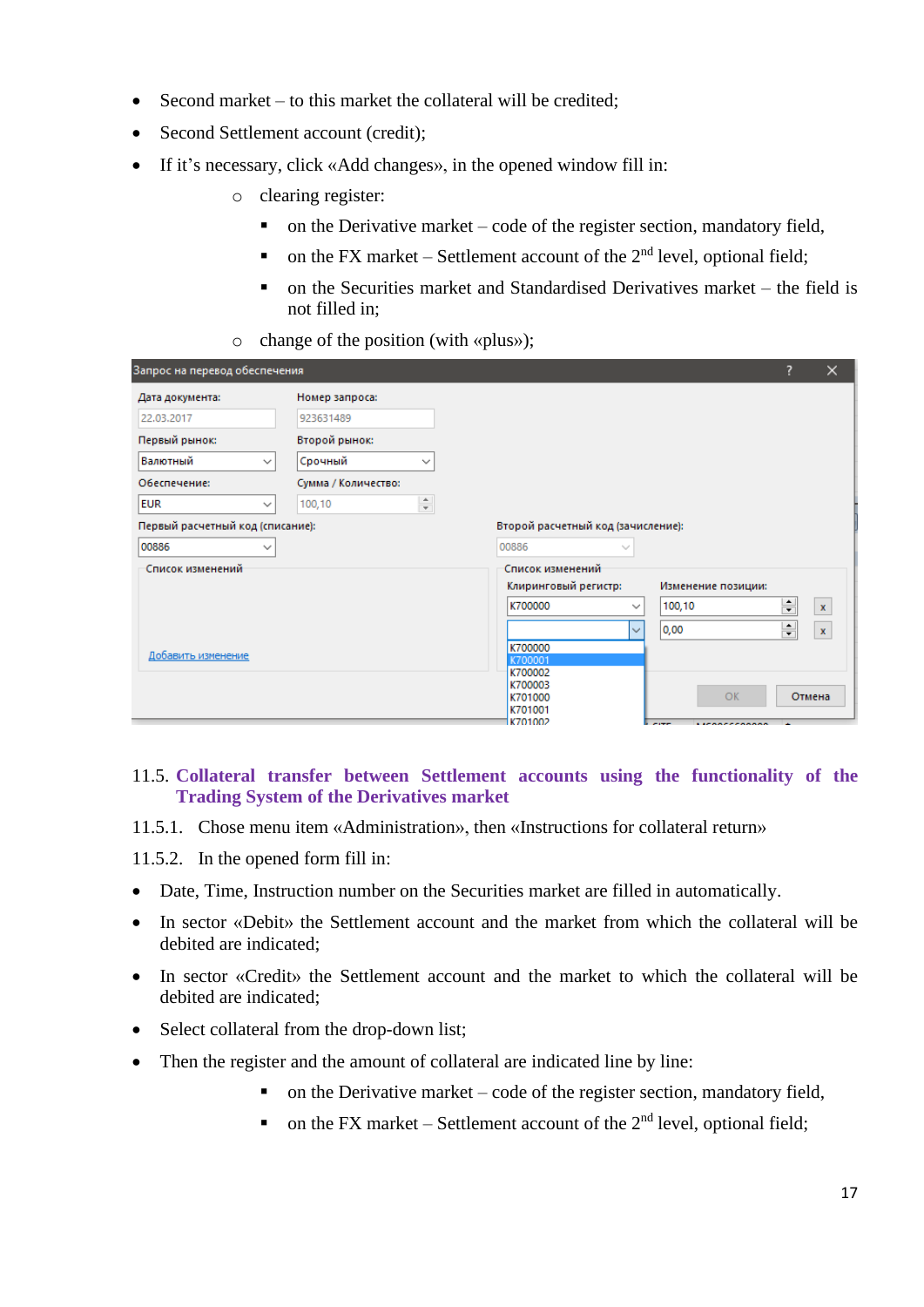- Second market – to this market the collateral will be credited;
- Second Settlement account (credit);
- If it's necessary, click «Add changes», in the opened window fill in:
  - clearing register:
    - on the Derivative market – code of the register section, mandatory field,
    - on the FX market – Settlement account of the 2nd level, optional field;
    - on the Securities market and Standardised Derivatives market – the field is not filled in;
  - change of the position (with «plus»);

## 11.5. Collateral transfer between Settlement accounts using the functionality of the Trading System of the Derivatives market

11.5.1. Chose menu item «Administration», then «Instructions for collateral return»

11.5.2. In the opened form fill in:

- Date, Time, Instruction number on the Securities market are filled in automatically.
- In sector «Debit» the Settlement account and the market from which the collateral will be debited are indicated;
- In sector «Credit» the Settlement account and the market to which the collateral will be debited are indicated;
- Select collateral from the drop-down list;
- Then the register and the amount of collateral are indicated line by line:
    - on the Derivative market – code of the register section, mandatory field,
    - on the FX market – Settlement account of the 2nd level, optional field;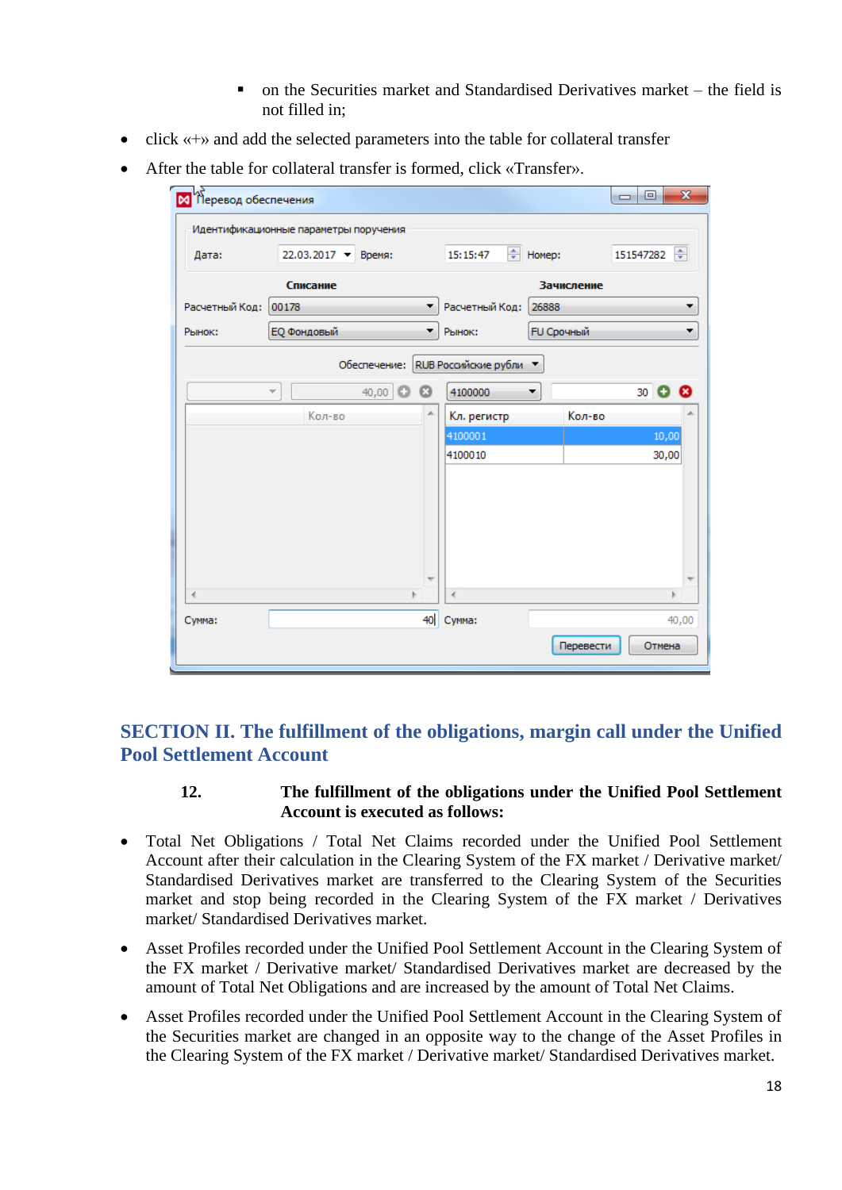- on the Securities market and Standardised Derivatives market – the field is not filled in;

- click «+» and add the selected parameters into the table for collateral transfer
- After the table for collateral transfer is formed, click «Transfer».

## SECTION II. The fulfillment of the obligations, margin call under the Unified Pool Settlement Account

**12. The fulfillment of the obligations under the Unified Pool Settlement Account is executed as follows:**

- Total Net Obligations / Total Net Claims recorded under the Unified Pool Settlement Account after their calculation in the Clearing System of the FX market / Derivative market/ Standardised Derivatives market are transferred to the Clearing System of the Securities market and stop being recorded in the Clearing System of the FX market / Derivatives market/ Standardised Derivatives market.
- Asset Profiles recorded under the Unified Pool Settlement Account in the Clearing System of the FX market / Derivative market/ Standardised Derivatives market are decreased by the amount of Total Net Obligations and are increased by the amount of Total Net Claims.
- Asset Profiles recorded under the Unified Pool Settlement Account in the Clearing System of the Securities market are changed in an opposite way to the change of the Asset Profiles in the Clearing System of the FX market / Derivative market/ Standardised Derivatives market.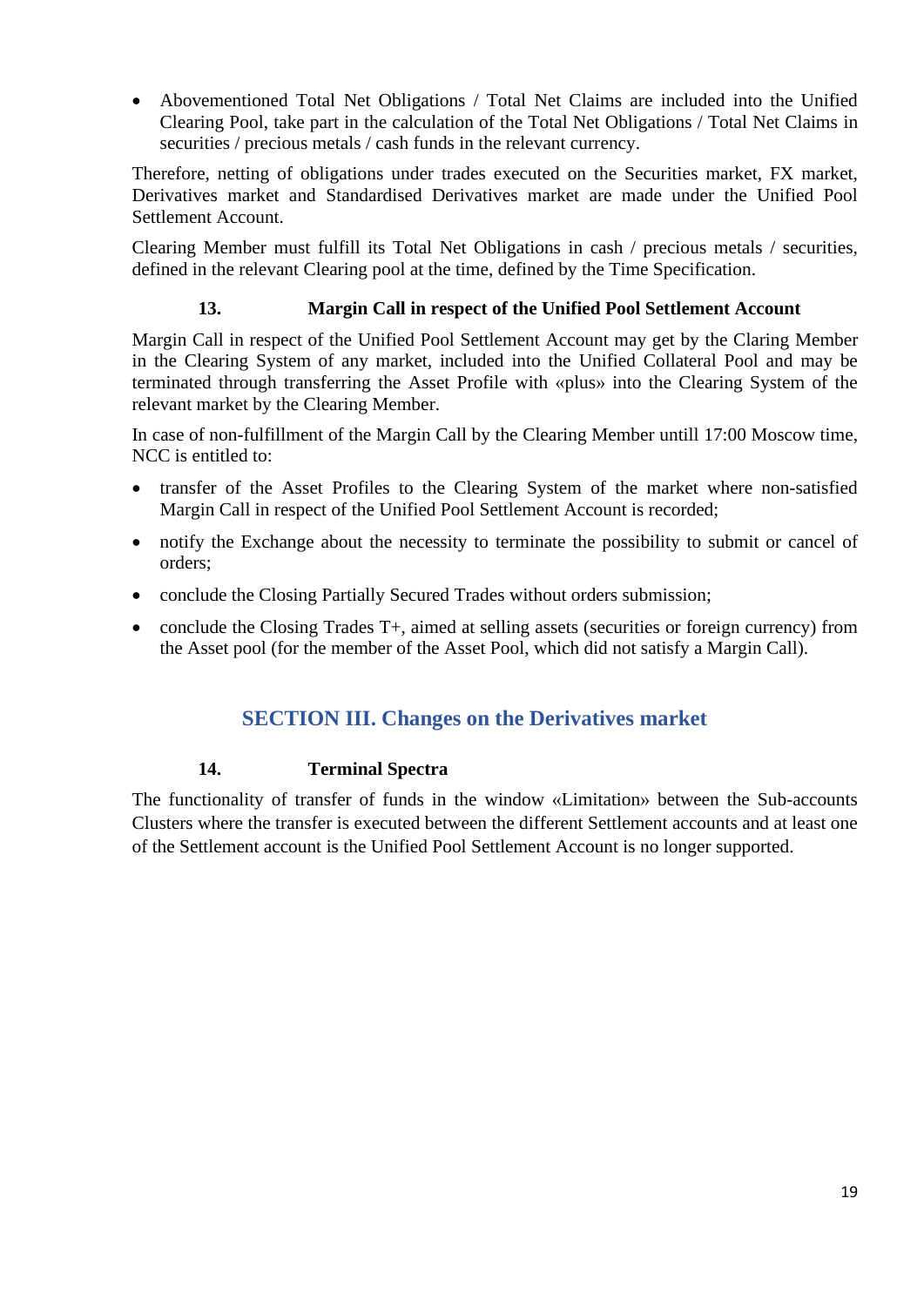- Abovementioned Total Net Obligations / Total Net Claims are included into the Unified Clearing Pool, take part in the calculation of the Total Net Obligations / Total Net Claims in securities / precious metals / cash funds in the relevant currency.

Therefore, netting of obligations under trades executed on the Securities market, FX market, Derivatives market and Standardised Derivatives market are made under the Unified Pool Settlement Account.

Clearing Member must fulfill its Total Net Obligations in cash / precious metals / securities, defined in the relevant Clearing pool at the time, defined by the Time Specification.

### 13. Margin Call in respect of the Unified Pool Settlement Account

Margin Call in respect of the Unified Pool Settlement Account may get by the Claring Member in the Clearing System of any market, included into the Unified Collateral Pool and may be terminated through transferring the Asset Profile with «plus» into the Clearing System of the relevant market by the Clearing Member.

In case of non-fulfillment of the Margin Call by the Clearing Member untill 17:00 Moscow time, NCC is entitled to:

- transfer of the Asset Profiles to the Clearing System of the market where non-satisfied Margin Call in respect of the Unified Pool Settlement Account is recorded;
- notify the Exchange about the necessity to terminate the possibility to submit or cancel of orders;
- conclude the Closing Partially Secured Trades without orders submission;
- conclude the Closing Trades T+, aimed at selling assets (securities or foreign currency) from the Asset pool (for the member of the Asset Pool, which did not satisfy a Margin Call).

## SECTION III. Changes on the Derivatives market

### 14. Terminal Spectra

The functionality of transfer of funds in the window «Limitation» between the Sub-accounts Clusters where the transfer is executed between the different Settlement accounts and at least one of the Settlement account is the Unified Pool Settlement Account is no longer supported.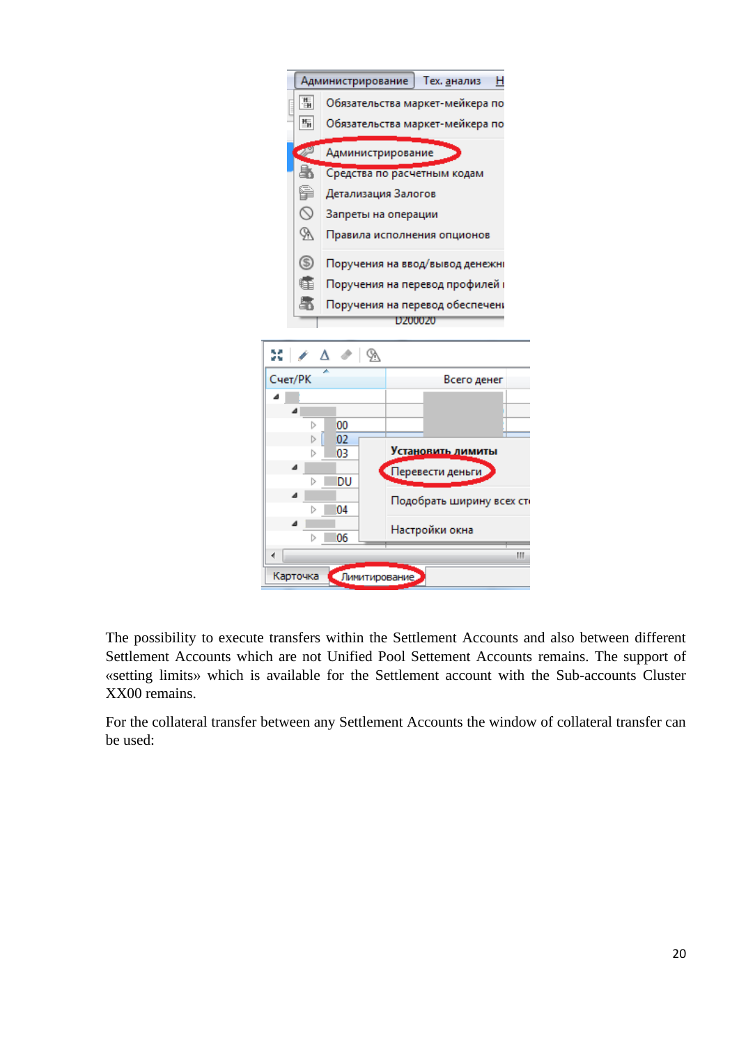The possibility to execute transfers within the Settlement Accounts and also between different Settlement Accounts which are not Unified Pool Settement Accounts remains. The support of «setting limits» which is available for the Settlement account with the Sub-accounts Cluster XX00 remains.

For the collateral transfer between any Settlement Accounts the window of collateral transfer can be used: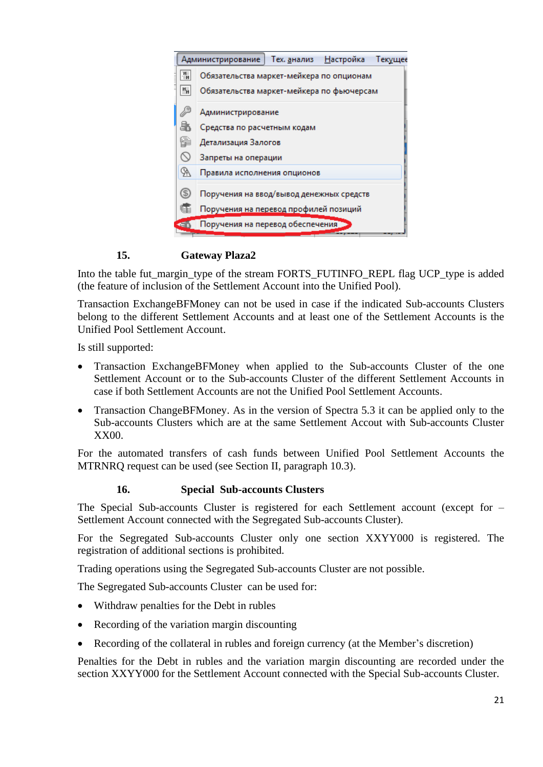## 15. Gateway Plaza2

Into the table fut_margin_type of the stream FORTS_FUTINFO_REPL flag UCP_type is added (the feature of inclusion of the Settlement Account into the Unified Pool).

Transaction ExchangeBFMoney can not be used in case if the indicated Sub-accounts Clusters belong to the different Settlement Accounts and at least one of the Settlement Accounts is the Unified Pool Settlement Account.

Is still supported:

- Transaction ExchangeBFMoney when applied to the Sub-accounts Cluster of the one Settlement Account or to the Sub-accounts Cluster of the different Settlement Accounts in case if both Settlement Accounts are not the Unified Pool Settlement Accounts.
- Transaction ChangeBFMoney. As in the version of Spectra 5.3 it can be applied only to the Sub-accounts Clusters which are at the same Settlement Accout with Sub-accounts Cluster XX00.

For the automated transfers of cash funds between Unified Pool Settlement Accounts the MTRNRQ request can be used (see Section II, paragraph 10.3).

## 16. Special Sub-accounts Clusters

The Special Sub-accounts Cluster is registered for each Settlement account (except for – Settlement Account connected with the Segregated Sub-accounts Cluster).

For the Segregated Sub-accounts Cluster only one section XXYY000 is registered. The registration of additional sections is prohibited.

Trading operations using the Segregated Sub-accounts Cluster are not possible.

The Segregated Sub-accounts Cluster can be used for:

- Withdraw penalties for the Debt in rubles
- Recording of the variation margin discounting
- Recording of the collateral in rubles and foreign currency (at the Member's discretion)

Penalties for the Debt in rubles and the variation margin discounting are recorded under the section XXYY000 for the Settlement Account connected with the Special Sub-accounts Cluster.